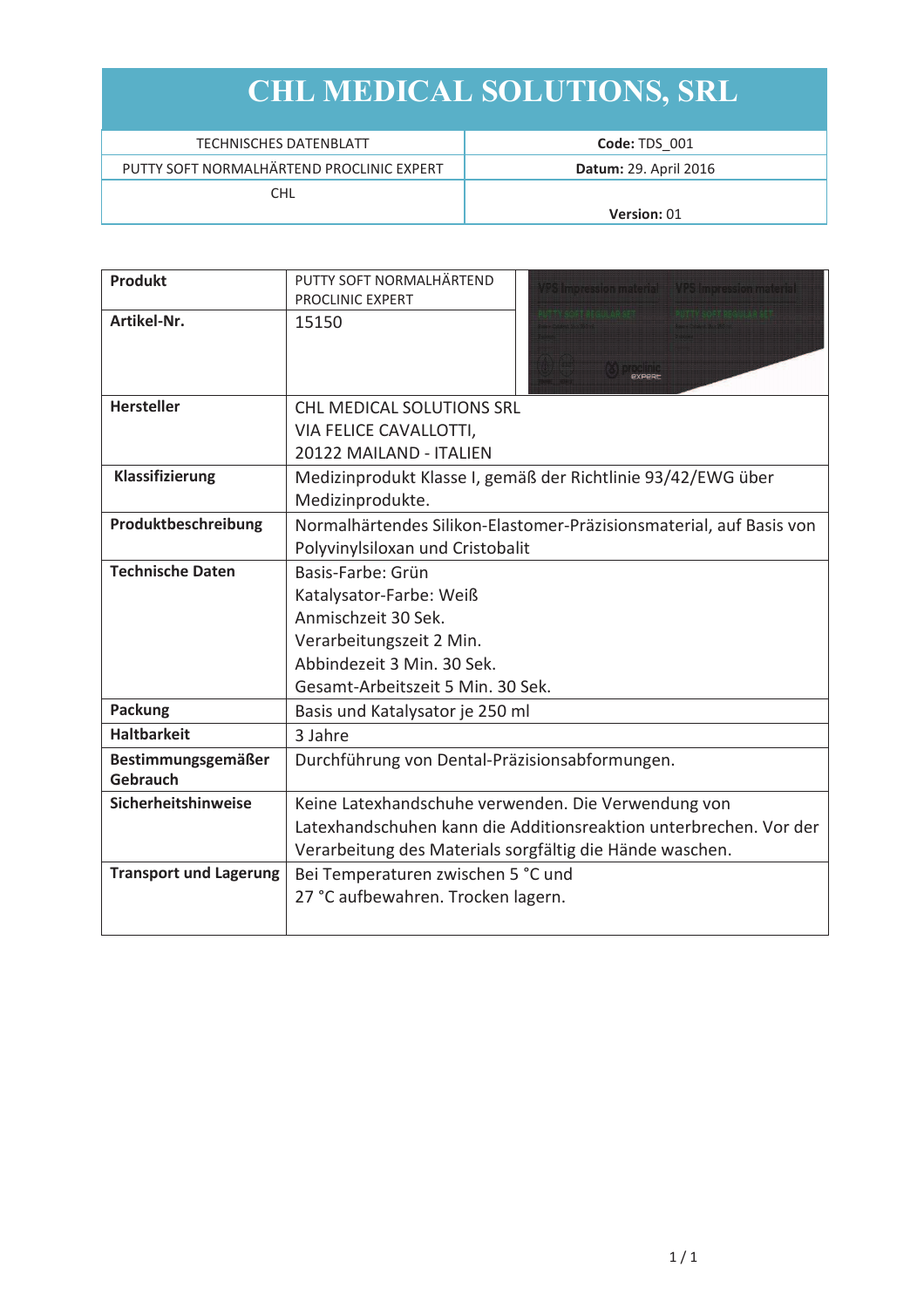# CHL MEDICAL SOLUTIONS, SRL

| TECHNISCHES DATENBLATT | **Code:** TDS_001 |
|---|---|
| PUTTY SOFT NORMALHÄRTEND PROCLINIC EXPERT | **Datum:** 29. April 2016 |
| CHL | **Version:** 01 |

| | |
|---|---|
| **Produkt** | PUTTY SOFT NORMALHÄRTEND PROCLINIC EXPERT |
| **Artikel-Nr.** | 15150 |
| **Hersteller** | CHL MEDICAL SOLUTIONS SRL<br>VIA FELICE CAVALLOTTI,<br>20122 MAILAND - ITALIEN |
| **Klassifizierung** | Medizinprodukt Klasse I, gemäß der Richtlinie 93/42/EWG über Medizinprodukte. |
| **Produktbeschreibung** | Normalhärtendes Silikon-Elastomer-Präzisionsmaterial, auf Basis von Polyvinylsiloxan und Cristobalit |
| **Technische Daten** | Basis-Farbe: Grün<br>Katalysator-Farbe: Weiß<br>Anmischzeit 30 Sek.<br>Verarbeitungszeit 2 Min.<br>Abbindezeit 3 Min. 30 Sek.<br>Gesamt-Arbeitszeit 5 Min. 30 Sek. |
| **Packung** | Basis und Katalysator je 250 ml |
| **Haltbarkeit** | 3 Jahre |
| **Bestimmungsgemäßer Gebrauch** | Durchführung von Dental-Präzisionsabformungen. |
| **Sicherheitshinweise** | Keine Latexhandschuhe verwenden. Die Verwendung von Latexhandschuhen kann die Additionsreaktion unterbrechen. Vor der Verarbeitung des Materials sorgfältig die Hände waschen. |
| **Transport und Lagerung** | Bei Temperaturen zwischen 5 °C und 27 °C aufbewahren. Trocken lagern. |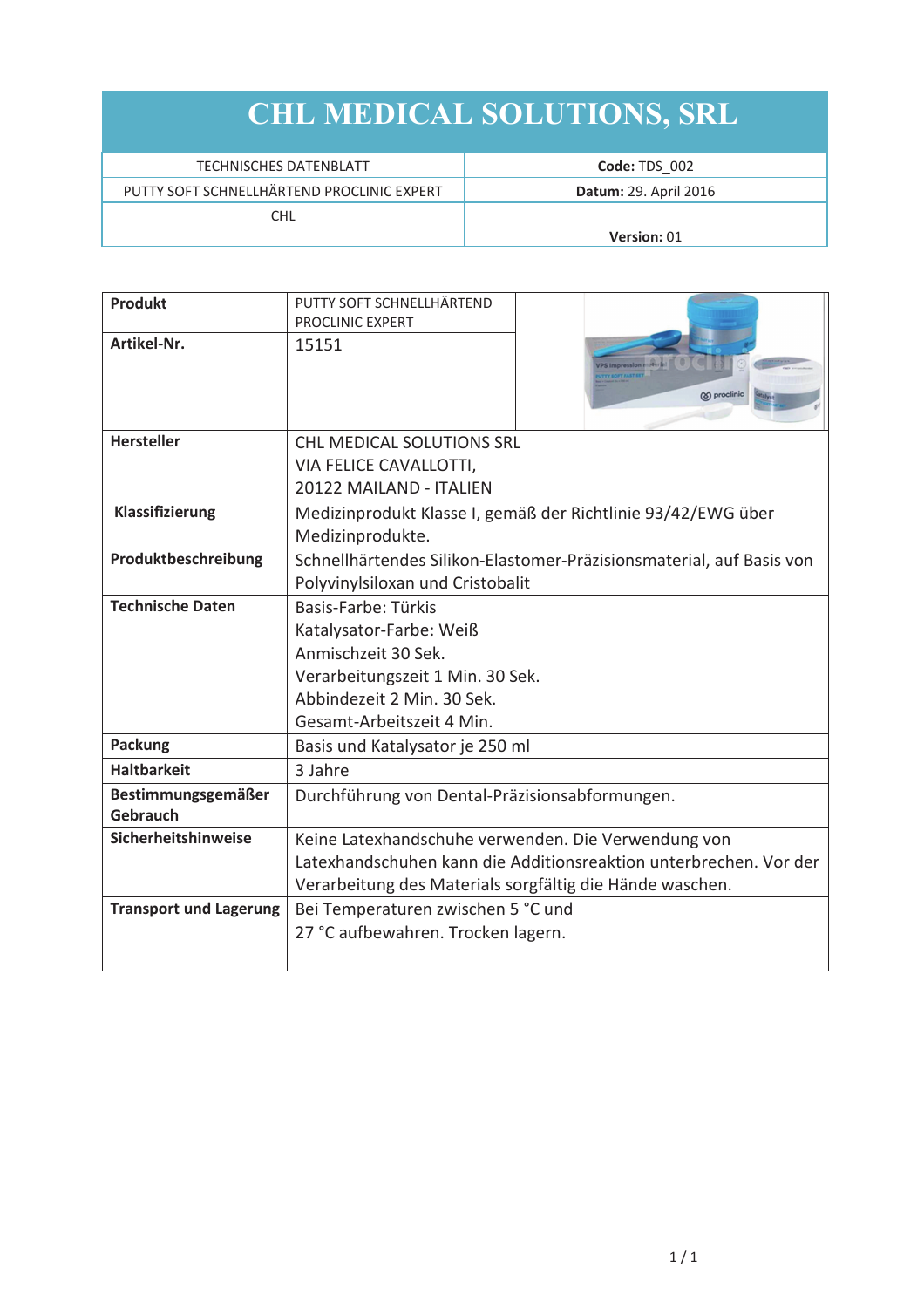# CHL MEDICAL SOLUTIONS, SRL

| TECHNISCHES DATENBLATT | **Code:** TDS_002 |
|---|---|
| PUTTY SOFT SCHNELLHÄRTEND PROCLINIC EXPERT | **Datum:** 29. April 2016 |
| CHL | **Version:** 01 |

| **Produkt** | PUTTY SOFT SCHNELLHÄRTEND PROCLINIC EXPERT |
|---|---|
| **Artikel-Nr.** | 15151 |
| **Hersteller** | CHL MEDICAL SOLUTIONS SRL<br>VIA FELICE CAVALLOTTI,<br>20122 MAILAND - ITALIEN |
| **Klassifizierung** | Medizinprodukt Klasse I, gemäß der Richtlinie 93/42/EWG über Medizinprodukte. |
| **Produktbeschreibung** | Schnellhärtendes Silikon-Elastomer-Präzisionsmaterial, auf Basis von Polyvinylsiloxan und Cristobalit |
| **Technische Daten** | Basis-Farbe: Türkis<br>Katalysator-Farbe: Weiß<br>Anmischzeit 30 Sek.<br>Verarbeitungszeit 1 Min. 30 Sek.<br>Abbindezeit 2 Min. 30 Sek.<br>Gesamt-Arbeitszeit 4 Min. |
| **Packung** | Basis und Katalysator je 250 ml |
| **Haltbarkeit** | 3 Jahre |
| **Bestimmungsgemäßer Gebrauch** | Durchführung von Dental-Präzisionsabformungen. |
| **Sicherheitshinweise** | Keine Latexhandschuhe verwenden. Die Verwendung von Latexhandschuhen kann die Additionsreaktion unterbrechen. Vor der Verarbeitung des Materials sorgfältig die Hände waschen. |
| **Transport und Lagerung** | Bei Temperaturen zwischen 5 °C und 27 °C aufbewahren. Trocken lagern. |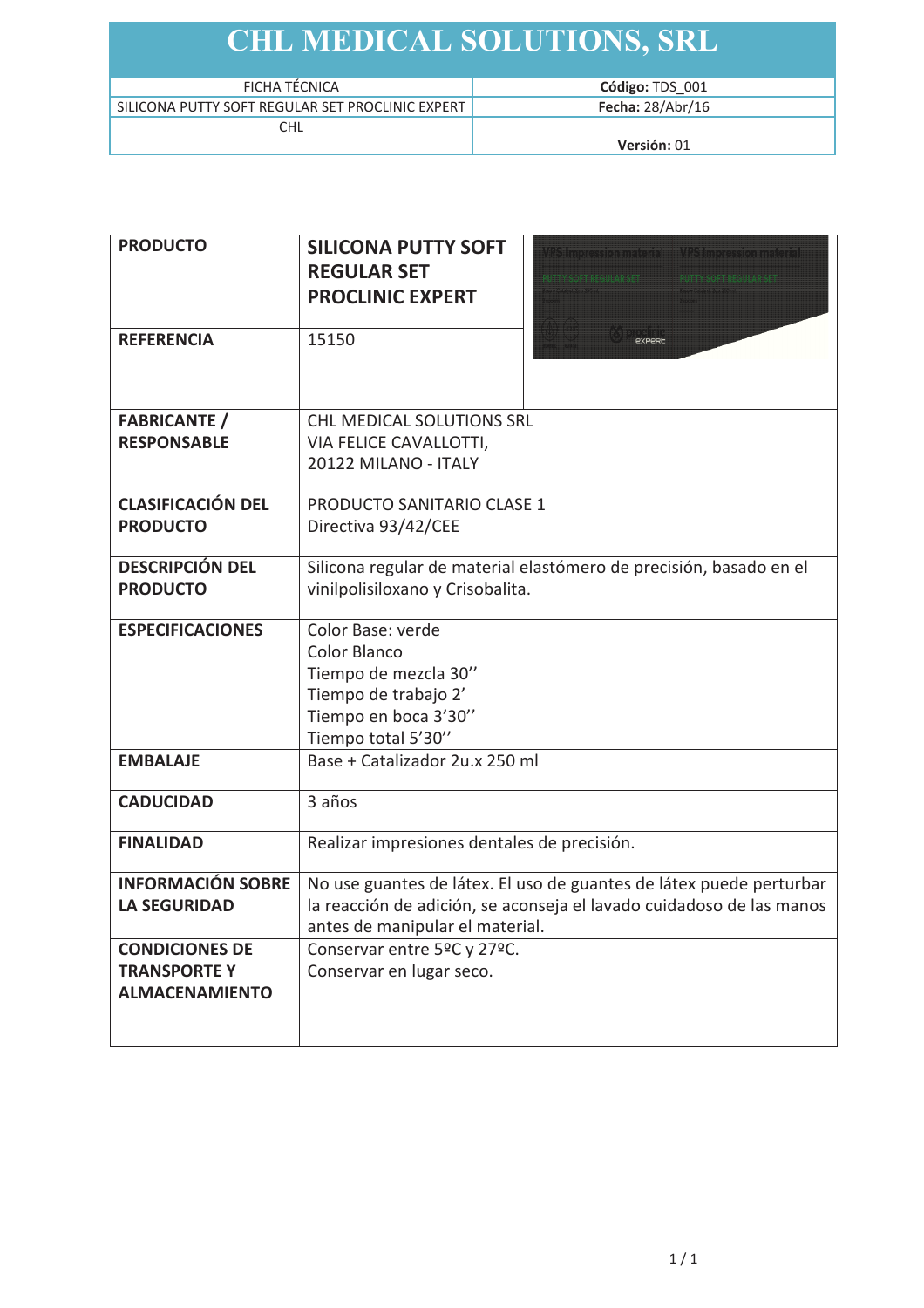# CHL MEDICAL SOLUTIONS, SRL

| FICHA TÉCNICA | **Código:** TDS_001 |
|---|---|
| SILICONA PUTTY SOFT REGULAR SET PROCLINIC EXPERT | **Fecha:** 28/Abr/16 |
| CHL | **Versión:** 01 |

| | |
|---|---|
| **PRODUCTO** | **SILICONA PUTTY SOFT REGULAR SET PROCLINIC EXPERT** |
| **REFERENCIA** | 15150 |
| **FABRICANTE / RESPONSABLE** | CHL MEDICAL SOLUTIONS SRL<br>VIA FELICE CAVALLOTTI,<br>20122 MILANO - ITALY |
| **CLASIFICACIÓN DEL PRODUCTO** | PRODUCTO SANITARIO CLASE 1<br>Directiva 93/42/CEE |
| **DESCRIPCIÓN DEL PRODUCTO** | Silicona regular de material elastómero de precisión, basado en el vinilpolisiloxano y Crisobalita. |
| **ESPECIFICACIONES** | Color Base: verde<br>Color Blanco<br>Tiempo de mezcla 30''<br>Tiempo de trabajo 2'<br>Tiempo en boca 3'30''<br>Tiempo total 5'30'' |
| **EMBALAJE** | Base + Catalizador 2u.x 250 ml |
| **CADUCIDAD** | 3 años |
| **FINALIDAD** | Realizar impresiones dentales de precisión. |
| **INFORMACIÓN SOBRE LA SEGURIDAD** | No use guantes de látex. El uso de guantes de látex puede perturbar la reacción de adición, se aconseja el lavado cuidadoso de las manos antes de manipular el material. |
| **CONDICIONES DE TRANSPORTE Y ALMACENAMIENTO** | Conservar entre 5ºC y 27ºC.<br>Conservar en lugar seco. |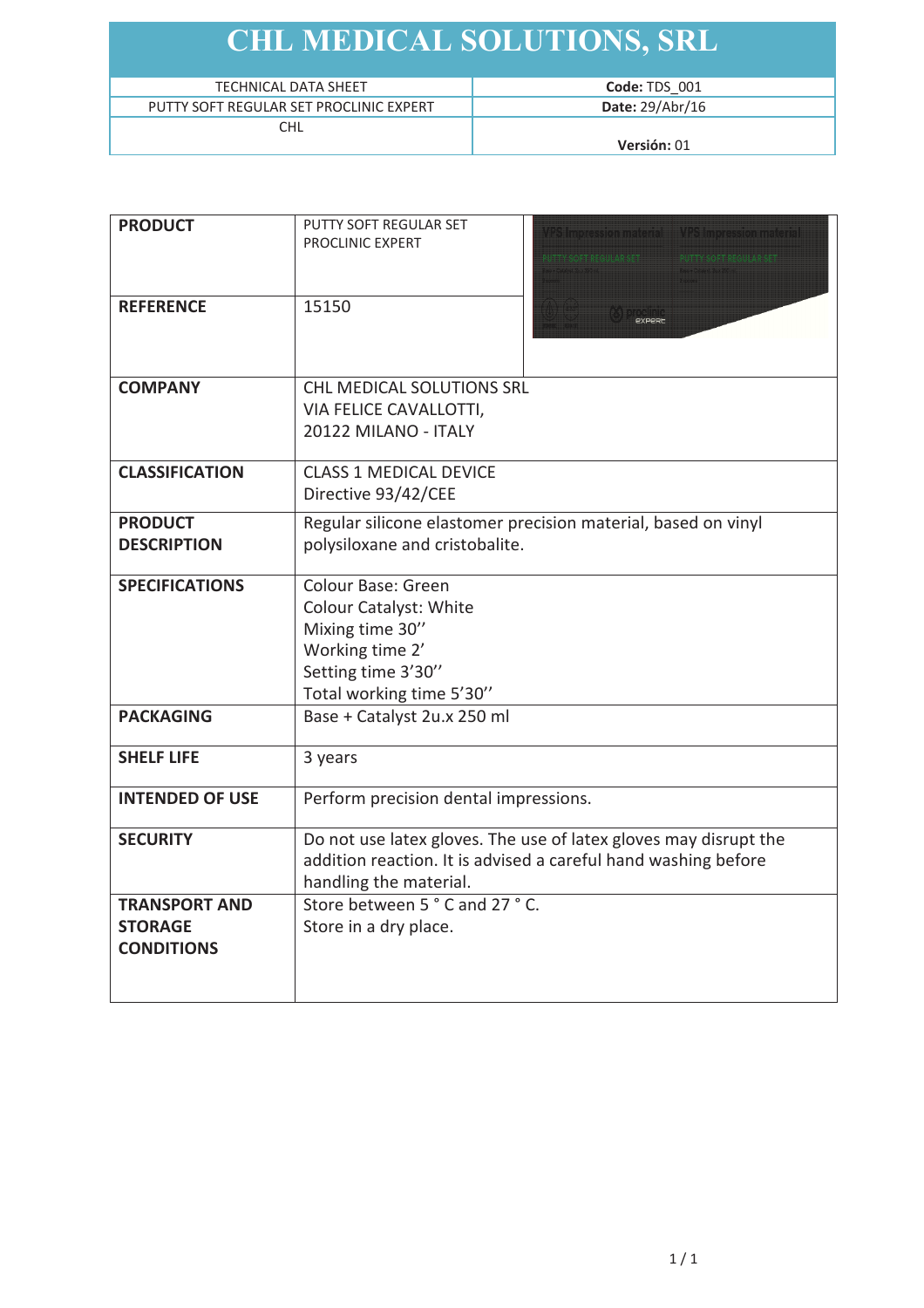# CHL MEDICAL SOLUTIONS, SRL

| TECHNICAL DATA SHEET | **Code:** TDS_001 |
|---|---|
| PUTTY SOFT REGULAR SET PROCLINIC EXPERT | **Date:** 29/Abr/16 |
| CHL | **Versión:** 01 |

| | |
|---|---|
| **PRODUCT** | PUTTY SOFT REGULAR SET PROCLINIC EXPERT |
| **REFERENCE** | 15150 |
| **COMPANY** | CHL MEDICAL SOLUTIONS SRL<br>VIA FELICE CAVALLOTTI,<br>20122 MILANO - ITALY |
| **CLASSIFICATION** | CLASS 1 MEDICAL DEVICE<br>Directive 93/42/CEE |
| **PRODUCT DESCRIPTION** | Regular silicone elastomer precision material, based on vinyl polysiloxane and cristobalite. |
| **SPECIFICATIONS** | Colour Base: Green<br>Colour Catalyst: White<br>Mixing time 30''<br>Working time 2'<br>Setting time 3'30''<br>Total working time 5'30'' |
| **PACKAGING** | Base + Catalyst 2u.x 250 ml |
| **SHELF LIFE** | 3 years |
| **INTENDED OF USE** | Perform precision dental impressions. |
| **SECURITY** | Do not use latex gloves. The use of latex gloves may disrupt the addition reaction. It is advised a careful hand washing before handling the material. |
| **TRANSPORT AND STORAGE CONDITIONS** | Store between 5 ° C and 27 ° C.<br>Store in a dry place. |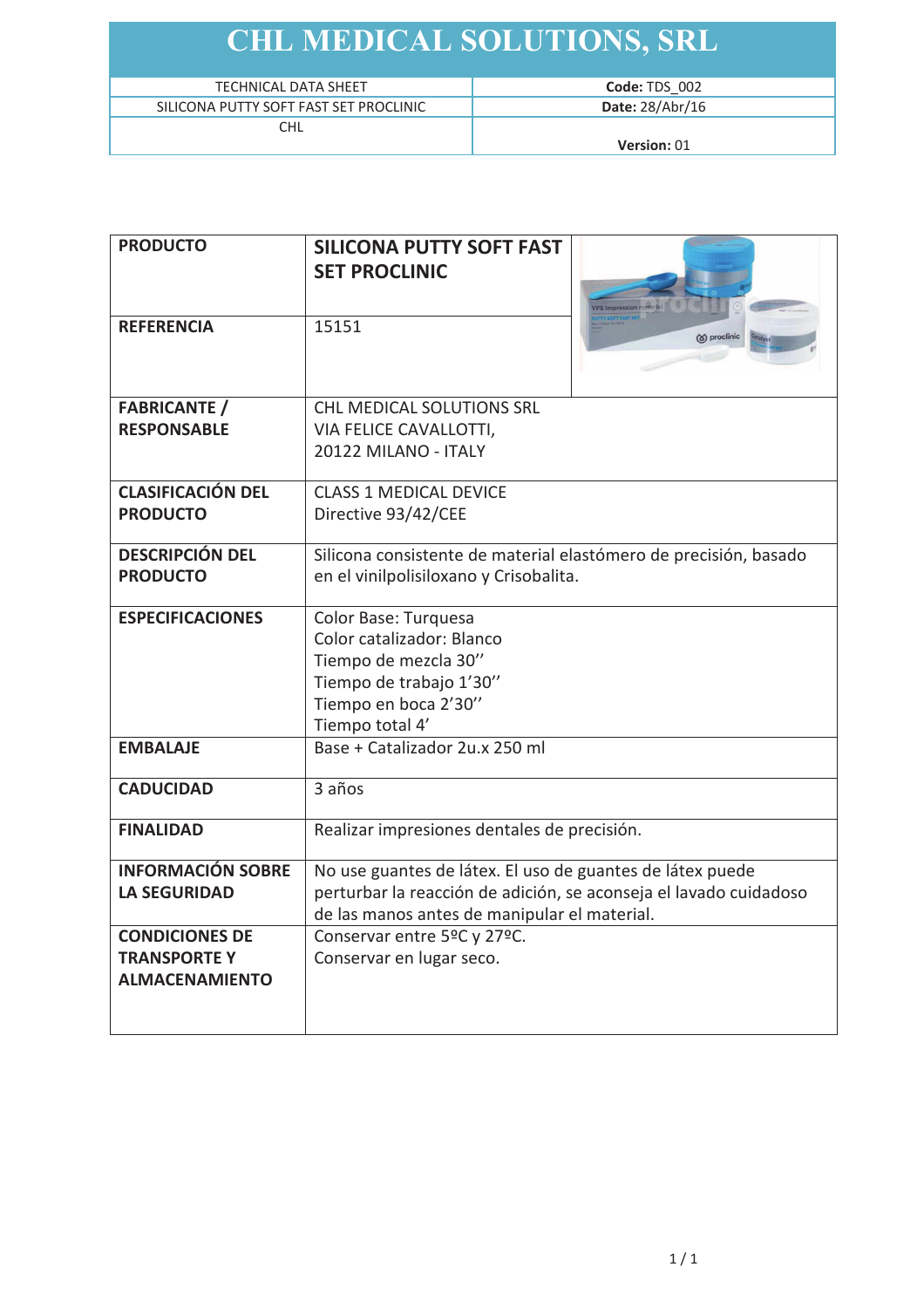# CHL MEDICAL SOLUTIONS, SRL

| TECHNICAL DATA SHEET | **Code:** TDS_002 |
|---|---|
| SILICONA PUTTY SOFT FAST SET PROCLINIC | **Date:** 28/Abr/16 |
| CHL | **Version:** 01 |

| | |
|---|---|
| **PRODUCTO** | **SILICONA PUTTY SOFT FAST SET PROCLINIC** |
| **REFERENCIA** | 15151 |
| **FABRICANTE / RESPONSABLE** | CHL MEDICAL SOLUTIONS SRL<br>VIA FELICE CAVALLOTTI,<br>20122 MILANO - ITALY |
| **CLASIFICACIÓN DEL PRODUCTO** | CLASS 1 MEDICAL DEVICE<br>Directive 93/42/CEE |
| **DESCRIPCIÓN DEL PRODUCTO** | Silicona consistente de material elastómero de precisión, basado en el vinilpolisiloxano y Crisobalita. |
| **ESPECIFICACIONES** | Color Base: Turquesa<br>Color catalizador: Blanco<br>Tiempo de mezcla 30''<br>Tiempo de trabajo 1'30''<br>Tiempo en boca 2'30''<br>Tiempo total 4' |
| **EMBALAJE** | Base + Catalizador 2u.x 250 ml |
| **CADUCIDAD** | 3 años |
| **FINALIDAD** | Realizar impresiones dentales de precisión. |
| **INFORMACIÓN SOBRE LA SEGURIDAD** | No use guantes de látex. El uso de guantes de látex puede perturbar la reacción de adición, se aconseja el lavado cuidadoso de las manos antes de manipular el material. |
| **CONDICIONES DE TRANSPORTE Y ALMACENAMIENTO** | Conservar entre 5ºC y 27ºC.<br>Conservar en lugar seco. |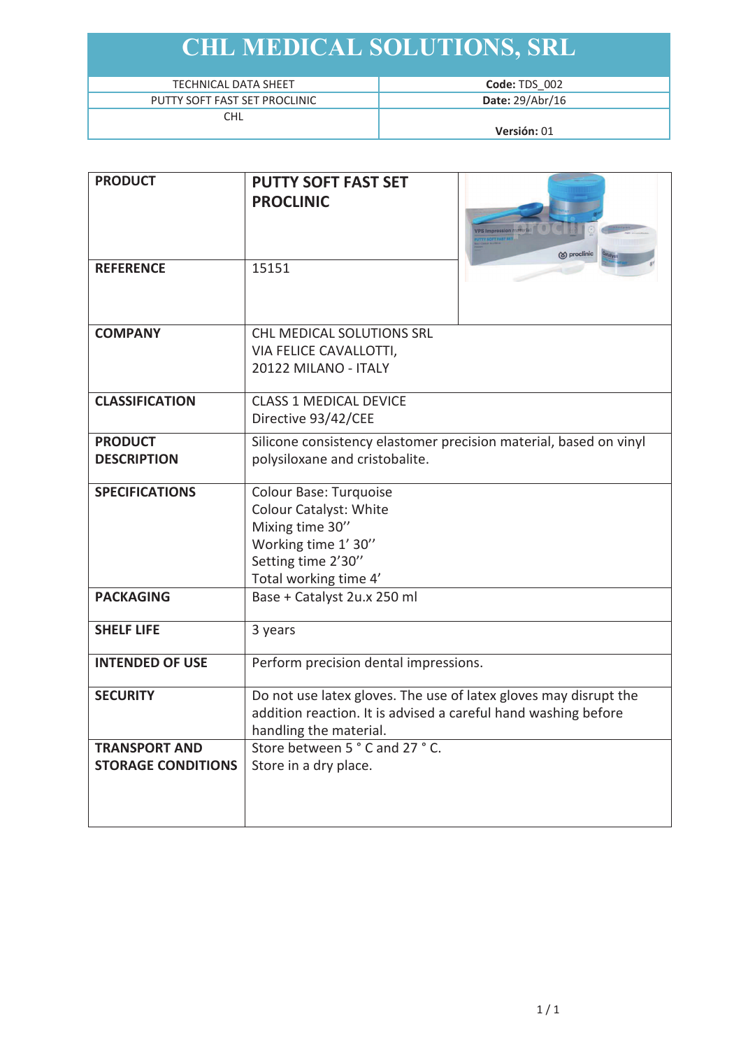# CHL MEDICAL SOLUTIONS, SRL

| | |
|---|---|
| TECHNICAL DATA SHEET | **Code:** TDS_002 |
| PUTTY SOFT FAST SET PROCLINIC | **Date:** 29/Abr/16 |
| CHL | **Versión:** 01 |

| | |
|---|---|
| **PRODUCT** | **PUTTY SOFT FAST SET PROCLINIC** |
| **REFERENCE** | 15151 |
| **COMPANY** | CHL MEDICAL SOLUTIONS SRL<br>VIA FELICE CAVALLOTTI,<br>20122 MILANO - ITALY |
| **CLASSIFICATION** | CLASS 1 MEDICAL DEVICE<br>Directive 93/42/CEE |
| **PRODUCT DESCRIPTION** | Silicone consistency elastomer precision material, based on vinyl polysiloxane and cristobalite. |
| **SPECIFICATIONS** | Colour Base: Turquoise<br>Colour Catalyst: White<br>Mixing time 30''<br>Working time 1' 30''<br>Setting time 2'30''<br>Total working time 4' |
| **PACKAGING** | Base + Catalyst 2u.x 250 ml |
| **SHELF LIFE** | 3 years |
| **INTENDED OF USE** | Perform precision dental impressions. |
| **SECURITY** | Do not use latex gloves. The use of latex gloves may disrupt the addition reaction. It is advised a careful hand washing before handling the material. |
| **TRANSPORT AND STORAGE CONDITIONS** | Store between 5 ° C and 27 ° C.<br>Store in a dry place. |